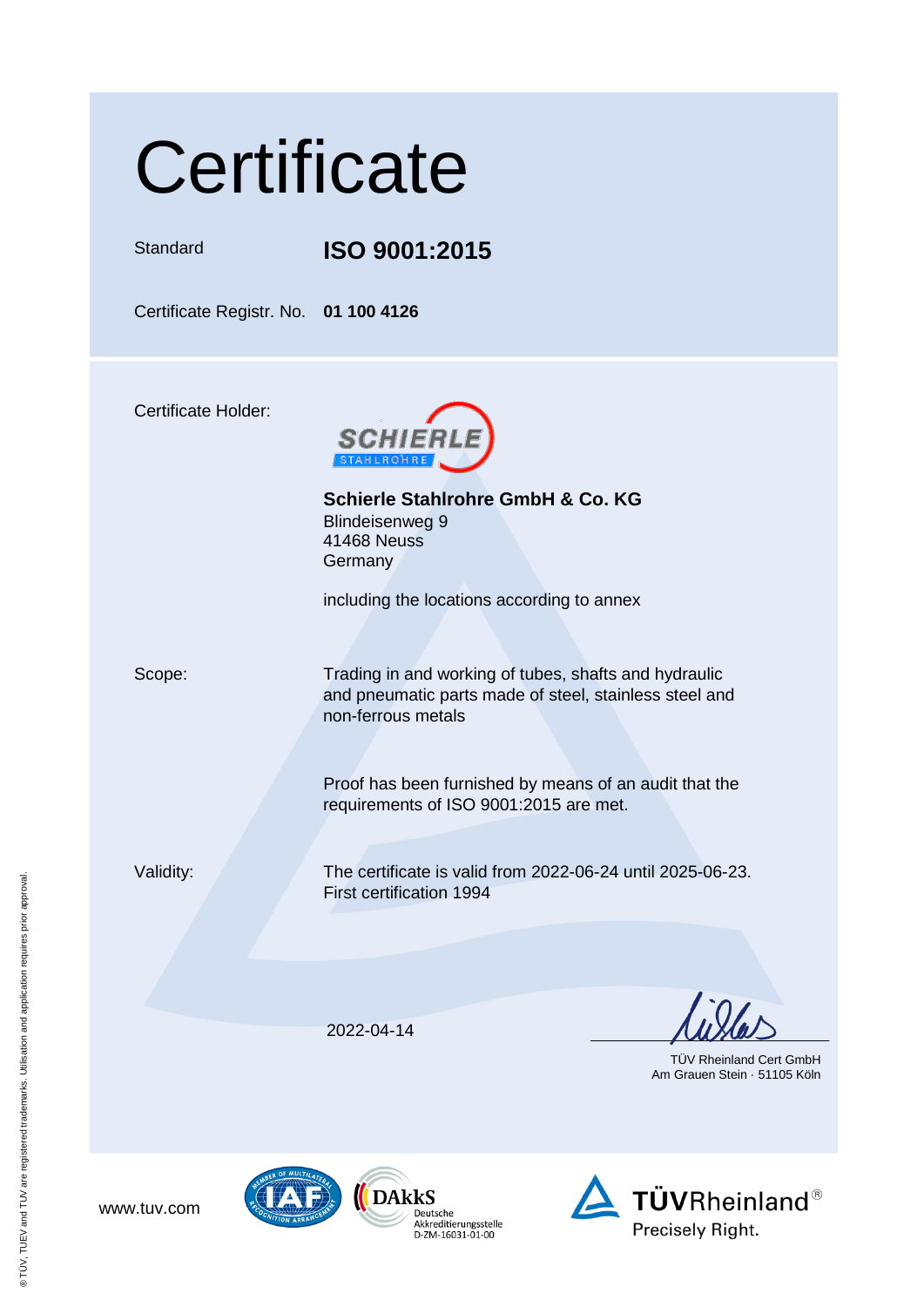# Certificate

| | |
|---|---|
| Standard | **ISO 9001:2015** |
| Certificate Registr. No. | **01 100 4126** |

Certificate Holder:

SCHIERLE STAHLROHRE

**Schierle Stahlrohre GmbH & Co. KG**
Blindeisenweg 9
41468 Neuss
Germany

including the locations according to annex

Scope:

Trading in and working of tubes, shafts and hydraulic and pneumatic parts made of steel, stainless steel and non-ferrous metals

Proof has been furnished by means of an audit that the requirements of ISO 9001:2015 are met.

Validity:

The certificate is valid from 2022-06-24 until 2025-06-23.
First certification 1994

2022-04-14

TÜV Rheinland Cert GmbH
Am Grauen Stein · 51105 Köln

www.tuv.com

DAkkS Deutsche Akkreditierungsstelle D-ZM-16031-01-00

TÜVRheinland® Precisely Right.

® TÜV, TUEV and TUV are registered trademarks. Utilisation and application requires prior approval.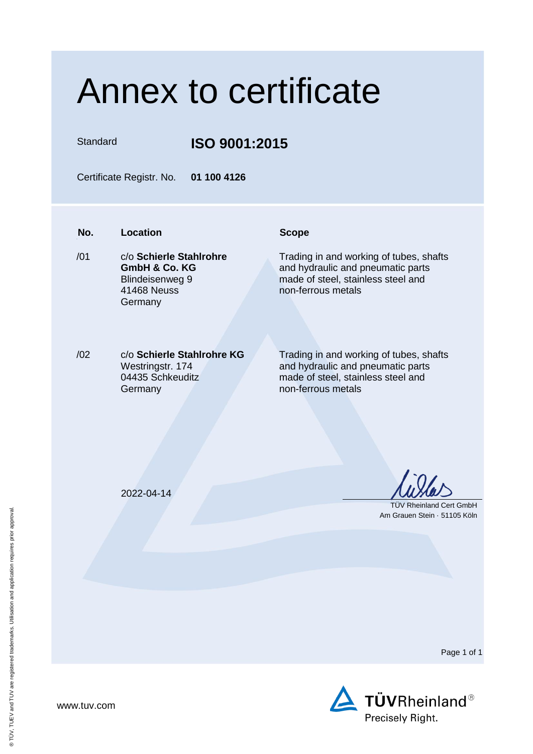# Annex to certificate

Standard **ISO 9001:2015**

Certificate Registr. No. **01 100 4126**

| No. | Location | Scope |
|---|---|---|
| /01 | c/o **Schierle Stahlrohre GmbH & Co. KG**<br>Blindeisenweg 9<br>41468 Neuss<br>Germany | Trading in and working of tubes, shafts and hydraulic and pneumatic parts made of steel, stainless steel and non-ferrous metals |
| /02 | c/o **Schierle Stahlrohre KG**<br>Westringstr. 174<br>04435 Schkeuditz<br>Germany | Trading in and working of tubes, shafts and hydraulic and pneumatic parts made of steel, stainless steel and non-ferrous metals |

2022-04-14

TÜV Rheinland Cert GmbH
Am Grauen Stein · 51105 Köln

www.tuv.com

TÜVRheinland®
Precisely Right.

® TÜV, TUEV and TUV are registered trademarks. Utilisation and application requires prior approval.